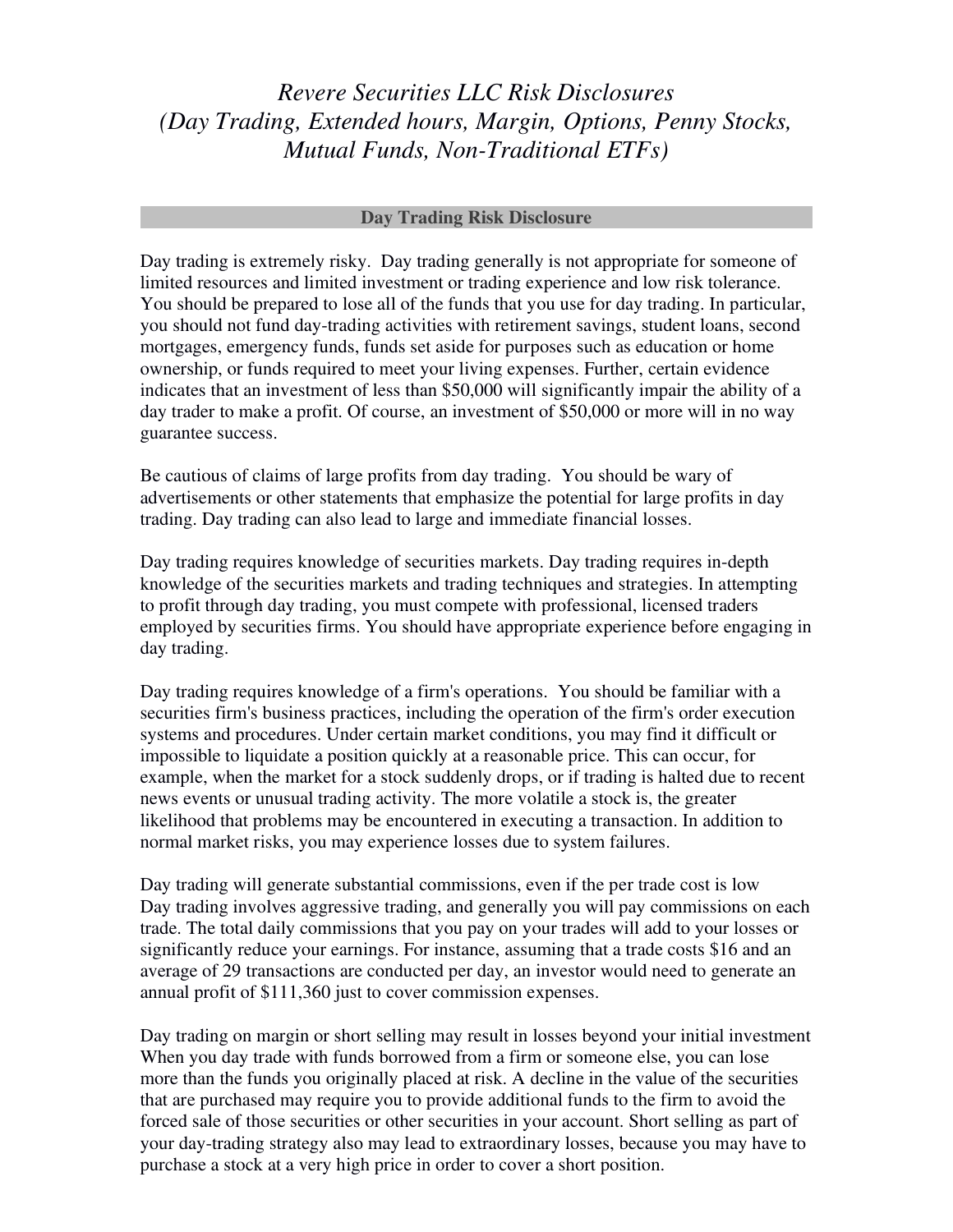# *Revere Securities LLC Risk Disclosures (Day Trading, Extended hours, Margin, Options, Penny Stocks, Mutual Funds, Non-Traditional ETFs)*

## Day Trading Risk Disclosure

Day trading is extremely risky. Day trading generally is not appropriate for someone of limited resources and limited investment or trading experience and low risk tolerance. You should be prepared to lose all of the funds that you use for day trading. In particular, you should not fund day-trading activities with retirement savings, student loans, second mortgages, emergency funds, funds set aside for purposes such as education or home ownership, or funds required to meet your living expenses. Further, certain evidence indicates that an investment of less than $50,000 will significantly impair the ability of a day trader to make a profit. Of course, an investment of $50,000 or more will in no way guarantee success.

Be cautious of claims of large profits from day trading. You should be wary of advertisements or other statements that emphasize the potential for large profits in day trading. Day trading can also lead to large and immediate financial losses.

Day trading requires knowledge of securities markets. Day trading requires in-depth knowledge of the securities markets and trading techniques and strategies. In attempting to profit through day trading, you must compete with professional, licensed traders employed by securities firms. You should have appropriate experience before engaging in day trading.

Day trading requires knowledge of a firm's operations. You should be familiar with a securities firm's business practices, including the operation of the firm's order execution systems and procedures. Under certain market conditions, you may find it difficult or impossible to liquidate a position quickly at a reasonable price. This can occur, for example, when the market for a stock suddenly drops, or if trading is halted due to recent news events or unusual trading activity. The more volatile a stock is, the greater likelihood that problems may be encountered in executing a transaction. In addition to normal market risks, you may experience losses due to system failures.

Day trading will generate substantial commissions, even if the per trade cost is low
Day trading involves aggressive trading, and generally you will pay commissions on each trade. The total daily commissions that you pay on your trades will add to your losses or significantly reduce your earnings. For instance, assuming that a trade costs $16 and an average of 29 transactions are conducted per day, an investor would need to generate an annual profit of $111,360 just to cover commission expenses.

Day trading on margin or short selling may result in losses beyond your initial investment
When you day trade with funds borrowed from a firm or someone else, you can lose more than the funds you originally placed at risk. A decline in the value of the securities that are purchased may require you to provide additional funds to the firm to avoid the forced sale of those securities or other securities in your account. Short selling as part of your day-trading strategy also may lead to extraordinary losses, because you may have to purchase a stock at a very high price in order to cover a short position.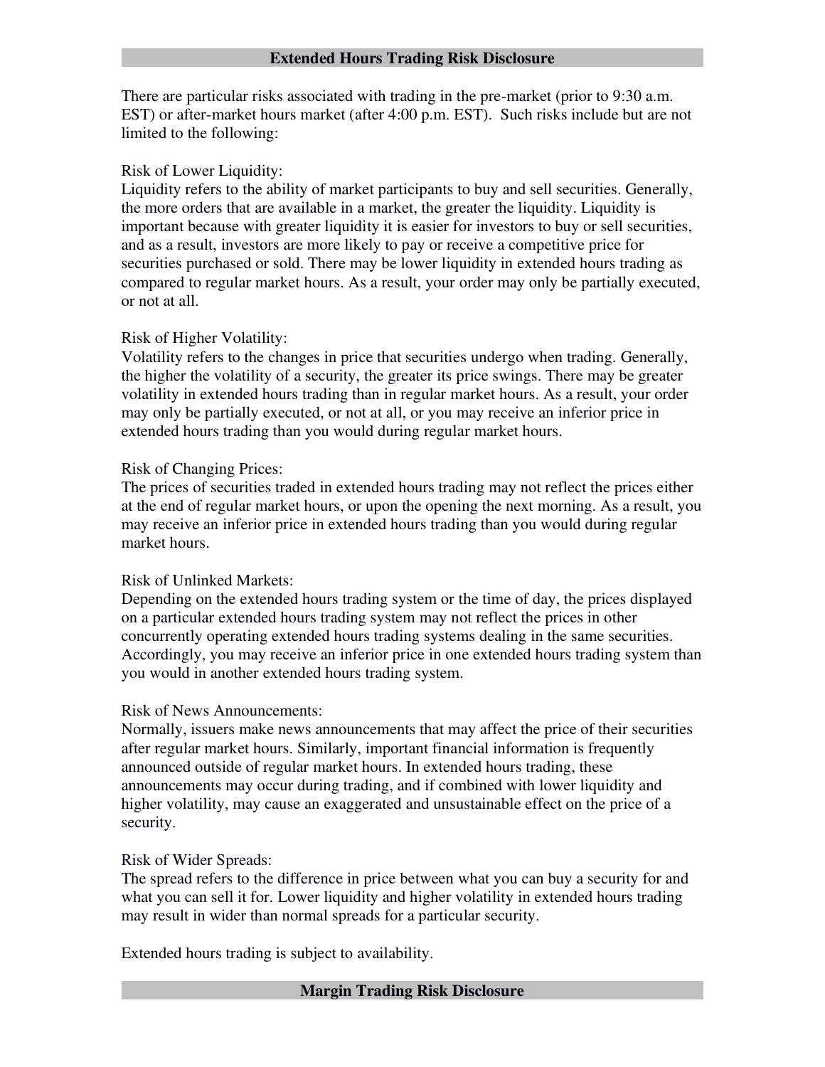## Extended Hours Trading Risk Disclosure

There are particular risks associated with trading in the pre-market (prior to 9:30 a.m. EST) or after-market hours market (after 4:00 p.m. EST). Such risks include but are not limited to the following:

Risk of Lower Liquidity:
Liquidity refers to the ability of market participants to buy and sell securities. Generally, the more orders that are available in a market, the greater the liquidity. Liquidity is important because with greater liquidity it is easier for investors to buy or sell securities, and as a result, investors are more likely to pay or receive a competitive price for securities purchased or sold. There may be lower liquidity in extended hours trading as compared to regular market hours. As a result, your order may only be partially executed, or not at all.

Risk of Higher Volatility:
Volatility refers to the changes in price that securities undergo when trading. Generally, the higher the volatility of a security, the greater its price swings. There may be greater volatility in extended hours trading than in regular market hours. As a result, your order may only be partially executed, or not at all, or you may receive an inferior price in extended hours trading than you would during regular market hours.

Risk of Changing Prices:
The prices of securities traded in extended hours trading may not reflect the prices either at the end of regular market hours, or upon the opening the next morning. As a result, you may receive an inferior price in extended hours trading than you would during regular market hours.

Risk of Unlinked Markets:
Depending on the extended hours trading system or the time of day, the prices displayed on a particular extended hours trading system may not reflect the prices in other concurrently operating extended hours trading systems dealing in the same securities. Accordingly, you may receive an inferior price in one extended hours trading system than you would in another extended hours trading system.

Risk of News Announcements:
Normally, issuers make news announcements that may affect the price of their securities after regular market hours. Similarly, important financial information is frequently announced outside of regular market hours. In extended hours trading, these announcements may occur during trading, and if combined with lower liquidity and higher volatility, may cause an exaggerated and unsustainable effect on the price of a security.

Risk of Wider Spreads:
The spread refers to the difference in price between what you can buy a security for and what you can sell it for. Lower liquidity and higher volatility in extended hours trading may result in wider than normal spreads for a particular security.

Extended hours trading is subject to availability.

## Margin Trading Risk Disclosure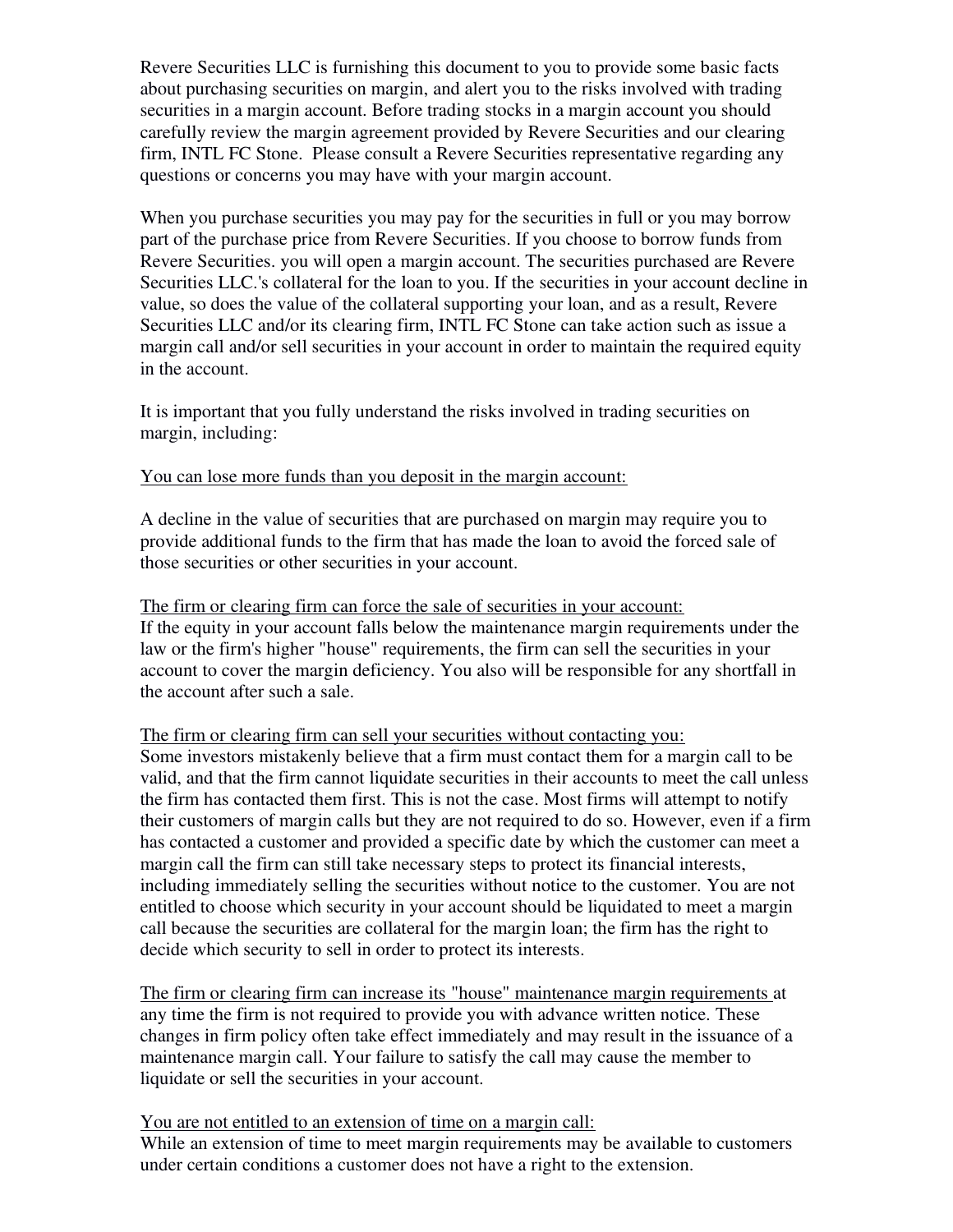Revere Securities LLC is furnishing this document to you to provide some basic facts about purchasing securities on margin, and alert you to the risks involved with trading securities in a margin account. Before trading stocks in a margin account you should carefully review the margin agreement provided by Revere Securities and our clearing firm, INTL FC Stone. Please consult a Revere Securities representative regarding any questions or concerns you may have with your margin account.

When you purchase securities you may pay for the securities in full or you may borrow part of the purchase price from Revere Securities. If you choose to borrow funds from Revere Securities. you will open a margin account. The securities purchased are Revere Securities LLC.'s collateral for the loan to you. If the securities in your account decline in value, so does the value of the collateral supporting your loan, and as a result, Revere Securities LLC and/or its clearing firm, INTL FC Stone can take action such as issue a margin call and/or sell securities in your account in order to maintain the required equity in the account.

It is important that you fully understand the risks involved in trading securities on margin, including:

<u>You can lose more funds than you deposit in the margin account:</u>

A decline in the value of securities that are purchased on margin may require you to provide additional funds to the firm that has made the loan to avoid the forced sale of those securities or other securities in your account.

<u>The firm or clearing firm can force the sale of securities in your account:</u>
If the equity in your account falls below the maintenance margin requirements under the law or the firm's higher "house" requirements, the firm can sell the securities in your account to cover the margin deficiency. You also will be responsible for any shortfall in the account after such a sale.

<u>The firm or clearing firm can sell your securities without contacting you:</u>
Some investors mistakenly believe that a firm must contact them for a margin call to be valid, and that the firm cannot liquidate securities in their accounts to meet the call unless the firm has contacted them first. This is not the case. Most firms will attempt to notify their customers of margin calls but they are not required to do so. However, even if a firm has contacted a customer and provided a specific date by which the customer can meet a margin call the firm can still take necessary steps to protect its financial interests, including immediately selling the securities without notice to the customer. You are not entitled to choose which security in your account should be liquidated to meet a margin call because the securities are collateral for the margin loan; the firm has the right to decide which security to sell in order to protect its interests.

<u>The firm or clearing firm can increase its "house" maintenance margin requirements</u> at any time the firm is not required to provide you with advance written notice. These changes in firm policy often take effect immediately and may result in the issuance of a maintenance margin call. Your failure to satisfy the call may cause the member to liquidate or sell the securities in your account.

<u>You are not entitled to an extension of time on a margin call:</u>
While an extension of time to meet margin requirements may be available to customers under certain conditions a customer does not have a right to the extension.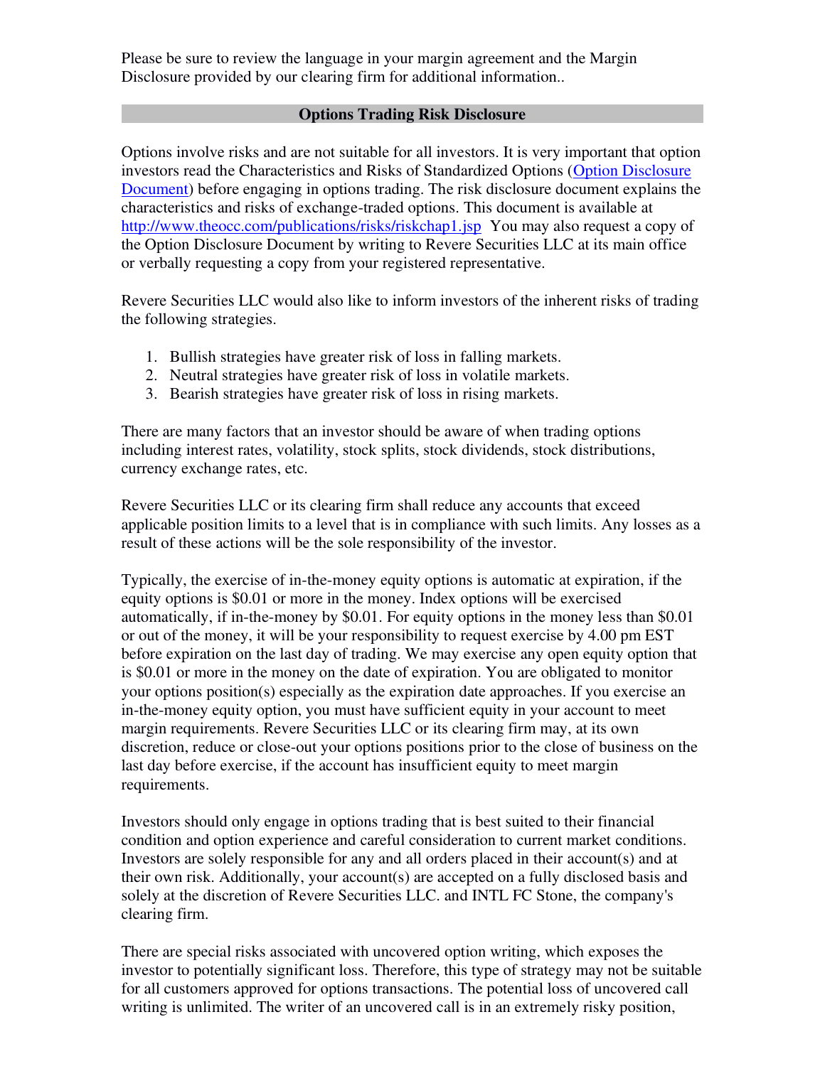Please be sure to review the language in your margin agreement and the Margin Disclosure provided by our clearing firm for additional information..

## Options Trading Risk Disclosure

Options involve risks and are not suitable for all investors. It is very important that option investors read the Characteristics and Risks of Standardized Options ([Option Disclosure Document](http://www.theocc.com/publications/risks/riskchap1.jsp)) before engaging in options trading. The risk disclosure document explains the characteristics and risks of exchange-traded options. This document is available at http://www.theocc.com/publications/risks/riskchap1.jsp You may also request a copy of the Option Disclosure Document by writing to Revere Securities LLC at its main office or verbally requesting a copy from your registered representative.

Revere Securities LLC would also like to inform investors of the inherent risks of trading the following strategies.

1. Bullish strategies have greater risk of loss in falling markets.
2. Neutral strategies have greater risk of loss in volatile markets.
3. Bearish strategies have greater risk of loss in rising markets.

There are many factors that an investor should be aware of when trading options including interest rates, volatility, stock splits, stock dividends, stock distributions, currency exchange rates, etc.

Revere Securities LLC or its clearing firm shall reduce any accounts that exceed applicable position limits to a level that is in compliance with such limits. Any losses as a result of these actions will be the sole responsibility of the investor.

Typically, the exercise of in-the-money equity options is automatic at expiration, if the equity options is $0.01 or more in the money. Index options will be exercised automatically, if in-the-money by $0.01. For equity options in the money less than $0.01 or out of the money, it will be your responsibility to request exercise by 4.00 pm EST before expiration on the last day of trading. We may exercise any open equity option that is $0.01 or more in the money on the date of expiration. You are obligated to monitor your options position(s) especially as the expiration date approaches. If you exercise an in-the-money equity option, you must have sufficient equity in your account to meet margin requirements. Revere Securities LLC or its clearing firm may, at its own discretion, reduce or close-out your options positions prior to the close of business on the last day before exercise, if the account has insufficient equity to meet margin requirements.

Investors should only engage in options trading that is best suited to their financial condition and option experience and careful consideration to current market conditions. Investors are solely responsible for any and all orders placed in their account(s) and at their own risk. Additionally, your account(s) are accepted on a fully disclosed basis and solely at the discretion of Revere Securities LLC. and INTL FC Stone, the company's clearing firm.

There are special risks associated with uncovered option writing, which exposes the investor to potentially significant loss. Therefore, this type of strategy may not be suitable for all customers approved for options transactions. The potential loss of uncovered call writing is unlimited. The writer of an uncovered call is in an extremely risky position,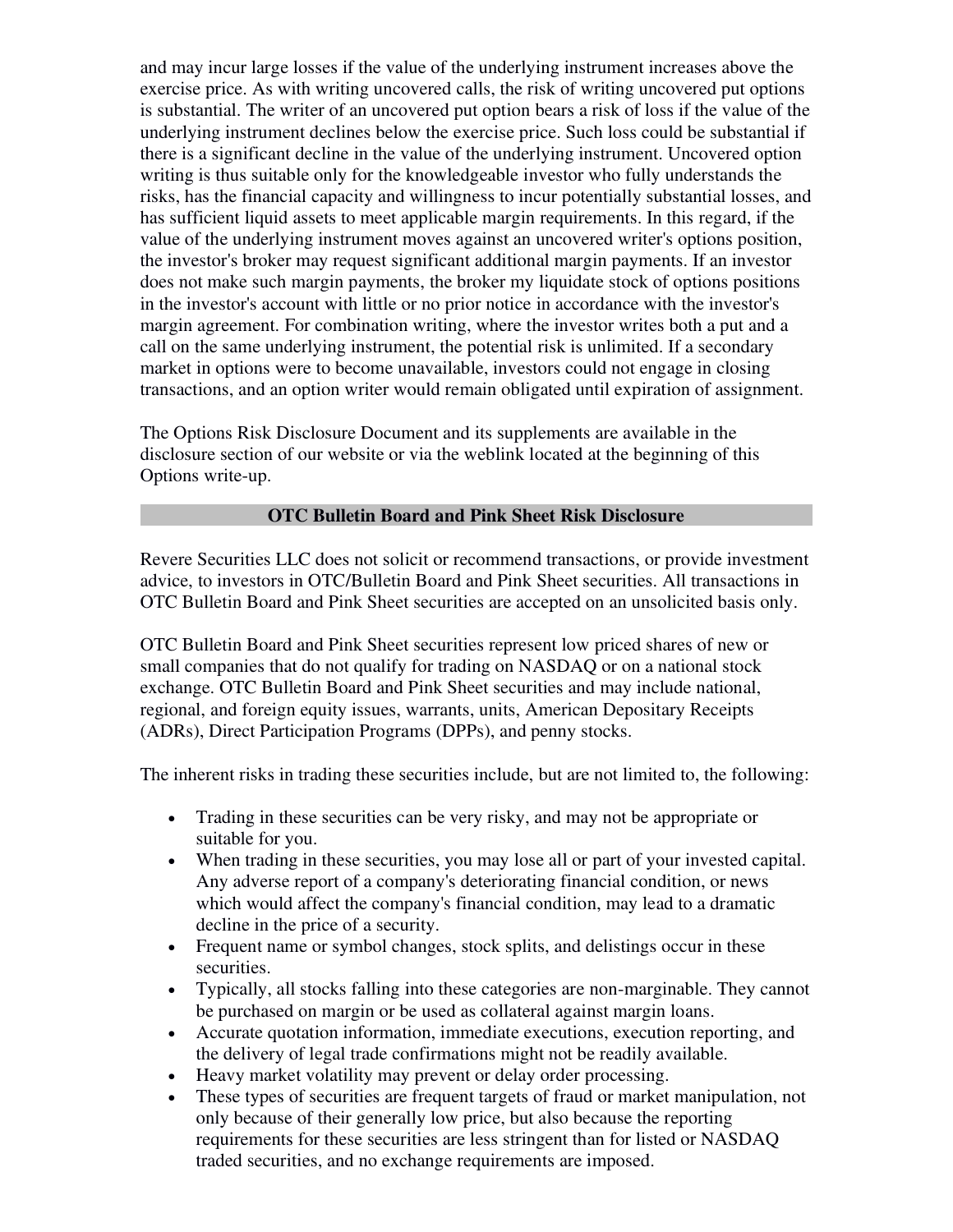and may incur large losses if the value of the underlying instrument increases above the exercise price. As with writing uncovered calls, the risk of writing uncovered put options is substantial. The writer of an uncovered put option bears a risk of loss if the value of the underlying instrument declines below the exercise price. Such loss could be substantial if there is a significant decline in the value of the underlying instrument. Uncovered option writing is thus suitable only for the knowledgeable investor who fully understands the risks, has the financial capacity and willingness to incur potentially substantial losses, and has sufficient liquid assets to meet applicable margin requirements. In this regard, if the value of the underlying instrument moves against an uncovered writer's options position, the investor's broker may request significant additional margin payments. If an investor does not make such margin payments, the broker my liquidate stock of options positions in the investor's account with little or no prior notice in accordance with the investor's margin agreement. For combination writing, where the investor writes both a put and a call on the same underlying instrument, the potential risk is unlimited. If a secondary market in options were to become unavailable, investors could not engage in closing transactions, and an option writer would remain obligated until expiration of assignment.

The Options Risk Disclosure Document and its supplements are available in the disclosure section of our website or via the weblink located at the beginning of this Options write-up.

## OTC Bulletin Board and Pink Sheet Risk Disclosure

Revere Securities LLC does not solicit or recommend transactions, or provide investment advice, to investors in OTC/Bulletin Board and Pink Sheet securities. All transactions in OTC Bulletin Board and Pink Sheet securities are accepted on an unsolicited basis only.

OTC Bulletin Board and Pink Sheet securities represent low priced shares of new or small companies that do not qualify for trading on NASDAQ or on a national stock exchange. OTC Bulletin Board and Pink Sheet securities and may include national, regional, and foreign equity issues, warrants, units, American Depositary Receipts (ADRs), Direct Participation Programs (DPPs), and penny stocks.

The inherent risks in trading these securities include, but are not limited to, the following:

- Trading in these securities can be very risky, and may not be appropriate or suitable for you.
- When trading in these securities, you may lose all or part of your invested capital. Any adverse report of a company's deteriorating financial condition, or news which would affect the company's financial condition, may lead to a dramatic decline in the price of a security.
- Frequent name or symbol changes, stock splits, and delistings occur in these securities.
- Typically, all stocks falling into these categories are non-marginable. They cannot be purchased on margin or be used as collateral against margin loans.
- Accurate quotation information, immediate executions, execution reporting, and the delivery of legal trade confirmations might not be readily available.
- Heavy market volatility may prevent or delay order processing.
- These types of securities are frequent targets of fraud or market manipulation, not only because of their generally low price, but also because the reporting requirements for these securities are less stringent than for listed or NASDAQ traded securities, and no exchange requirements are imposed.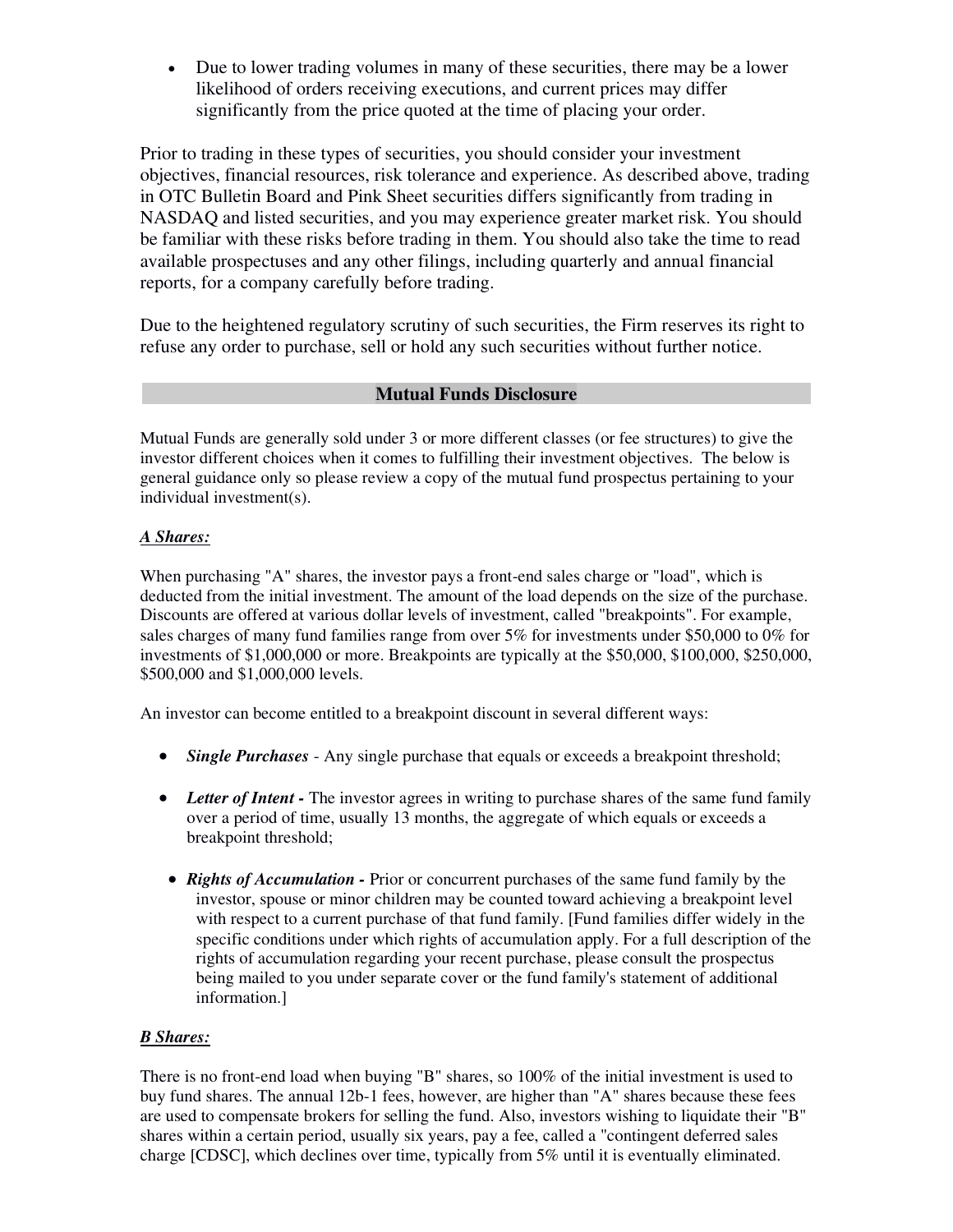- Due to lower trading volumes in many of these securities, there may be a lower likelihood of orders receiving executions, and current prices may differ significantly from the price quoted at the time of placing your order.

Prior to trading in these types of securities, you should consider your investment objectives, financial resources, risk tolerance and experience. As described above, trading in OTC Bulletin Board and Pink Sheet securities differs significantly from trading in NASDAQ and listed securities, and you may experience greater market risk. You should be familiar with these risks before trading in them. You should also take the time to read available prospectuses and any other filings, including quarterly and annual financial reports, for a company carefully before trading.

Due to the heightened regulatory scrutiny of such securities, the Firm reserves its right to refuse any order to purchase, sell or hold any such securities without further notice.

## Mutual Funds Disclosure

Mutual Funds are generally sold under 3 or more different classes (or fee structures) to give the investor different choices when it comes to fulfilling their investment objectives. The below is general guidance only so please review a copy of the mutual fund prospectus pertaining to your individual investment(s).

***A Shares:***

When purchasing "A" shares, the investor pays a front-end sales charge or "load", which is deducted from the initial investment. The amount of the load depends on the size of the purchase. Discounts are offered at various dollar levels of investment, called "breakpoints". For example, sales charges of many fund families range from over 5% for investments under $50,000 to 0% for investments of $1,000,000 or more. Breakpoints are typically at the $50,000, $100,000, $250,000, $500,000 and $1,000,000 levels.

An investor can become entitled to a breakpoint discount in several different ways:

- ***Single Purchases*** - Any single purchase that equals or exceeds a breakpoint threshold;
- ***Letter of Intent -*** The investor agrees in writing to purchase shares of the same fund family over a period of time, usually 13 months, the aggregate of which equals or exceeds a breakpoint threshold;
- ***Rights of Accumulation -*** Prior or concurrent purchases of the same fund family by the investor, spouse or minor children may be counted toward achieving a breakpoint level with respect to a current purchase of that fund family. [Fund families differ widely in the specific conditions under which rights of accumulation apply. For a full description of the rights of accumulation regarding your recent purchase, please consult the prospectus being mailed to you under separate cover or the fund family's statement of additional information.]

***B Shares:***

There is no front-end load when buying "B" shares, so 100% of the initial investment is used to buy fund shares. The annual 12b-1 fees, however, are higher than "A" shares because these fees are used to compensate brokers for selling the fund. Also, investors wishing to liquidate their "B" shares within a certain period, usually six years, pay a fee, called a "contingent deferred sales charge [CDSC], which declines over time, typically from 5% until it is eventually eliminated.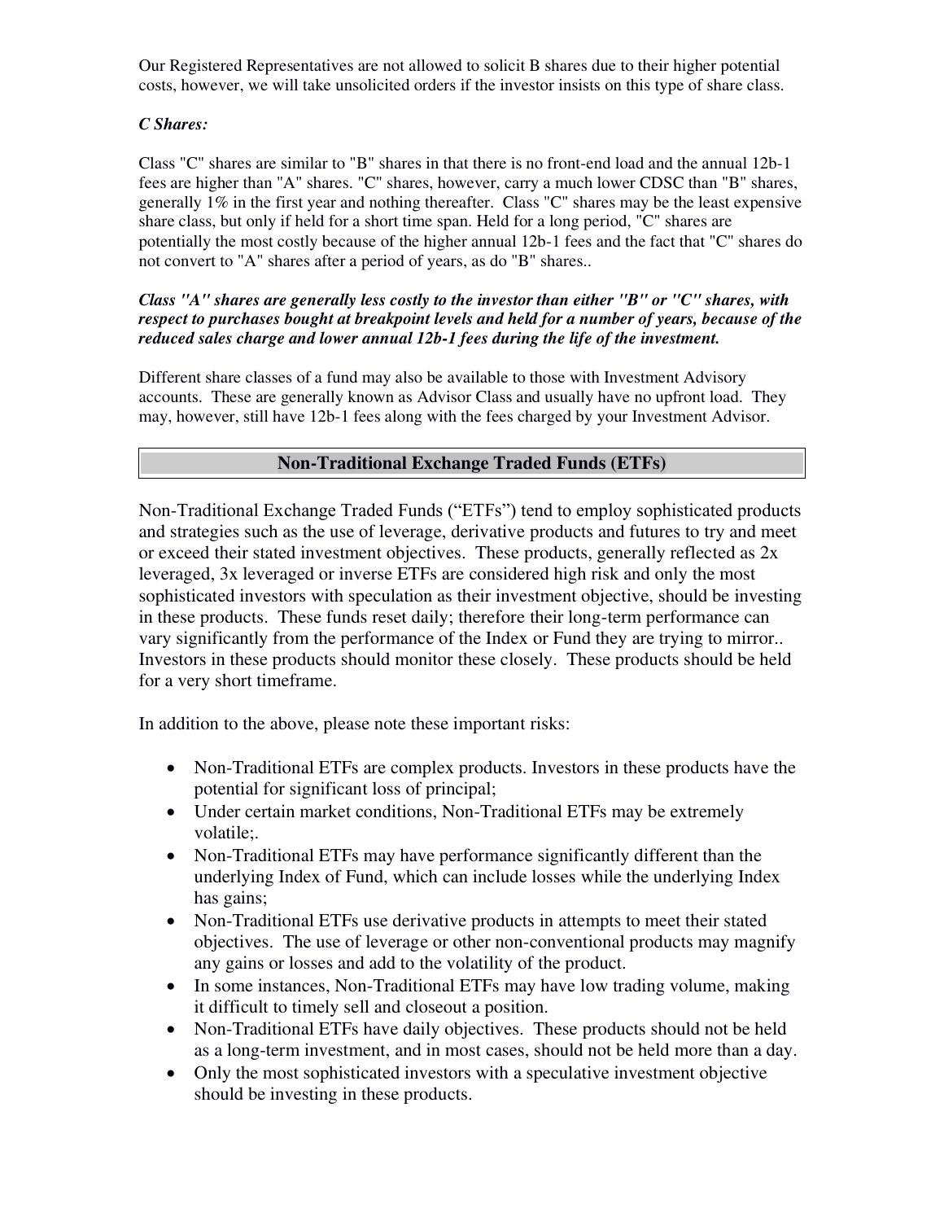Our Registered Representatives are not allowed to solicit B shares due to their higher potential costs, however, we will take unsolicited orders if the investor insists on this type of share class.

***C Shares:***

Class "C" shares are similar to "B" shares in that there is no front-end load and the annual 12b-1 fees are higher than "A" shares. "C" shares, however, carry a much lower CDSC than "B" shares, generally 1% in the first year and nothing thereafter. Class "C" shares may be the least expensive share class, but only if held for a short time span. Held for a long period, "C" shares are potentially the most costly because of the higher annual 12b-1 fees and the fact that "C" shares do not convert to "A" shares after a period of years, as do "B" shares..

***Class "A" shares are generally less costly to the investor than either "B" or "C" shares, with respect to purchases bought at breakpoint levels and held for a number of years, because of the reduced sales charge and lower annual 12b-1 fees during the life of the investment.***

Different share classes of a fund may also be available to those with Investment Advisory accounts. These are generally known as Advisor Class and usually have no upfront load. They may, however, still have 12b-1 fees along with the fees charged by your Investment Advisor.

## Non-Traditional Exchange Traded Funds (ETFs)

Non-Traditional Exchange Traded Funds ("ETFs") tend to employ sophisticated products and strategies such as the use of leverage, derivative products and futures to try and meet or exceed their stated investment objectives. These products, generally reflected as 2x leveraged, 3x leveraged or inverse ETFs are considered high risk and only the most sophisticated investors with speculation as their investment objective, should be investing in these products. These funds reset daily; therefore their long-term performance can vary significantly from the performance of the Index or Fund they are trying to mirror.. Investors in these products should monitor these closely. These products should be held for a very short timeframe.

In addition to the above, please note these important risks:

- Non-Traditional ETFs are complex products. Investors in these products have the potential for significant loss of principal;
- Under certain market conditions, Non-Traditional ETFs may be extremely volatile;.
- Non-Traditional ETFs may have performance significantly different than the underlying Index of Fund, which can include losses while the underlying Index has gains;
- Non-Traditional ETFs use derivative products in attempts to meet their stated objectives. The use of leverage or other non-conventional products may magnify any gains or losses and add to the volatility of the product.
- In some instances, Non-Traditional ETFs may have low trading volume, making it difficult to timely sell and closeout a position.
- Non-Traditional ETFs have daily objectives. These products should not be held as a long-term investment, and in most cases, should not be held more than a day.
- Only the most sophisticated investors with a speculative investment objective should be investing in these products.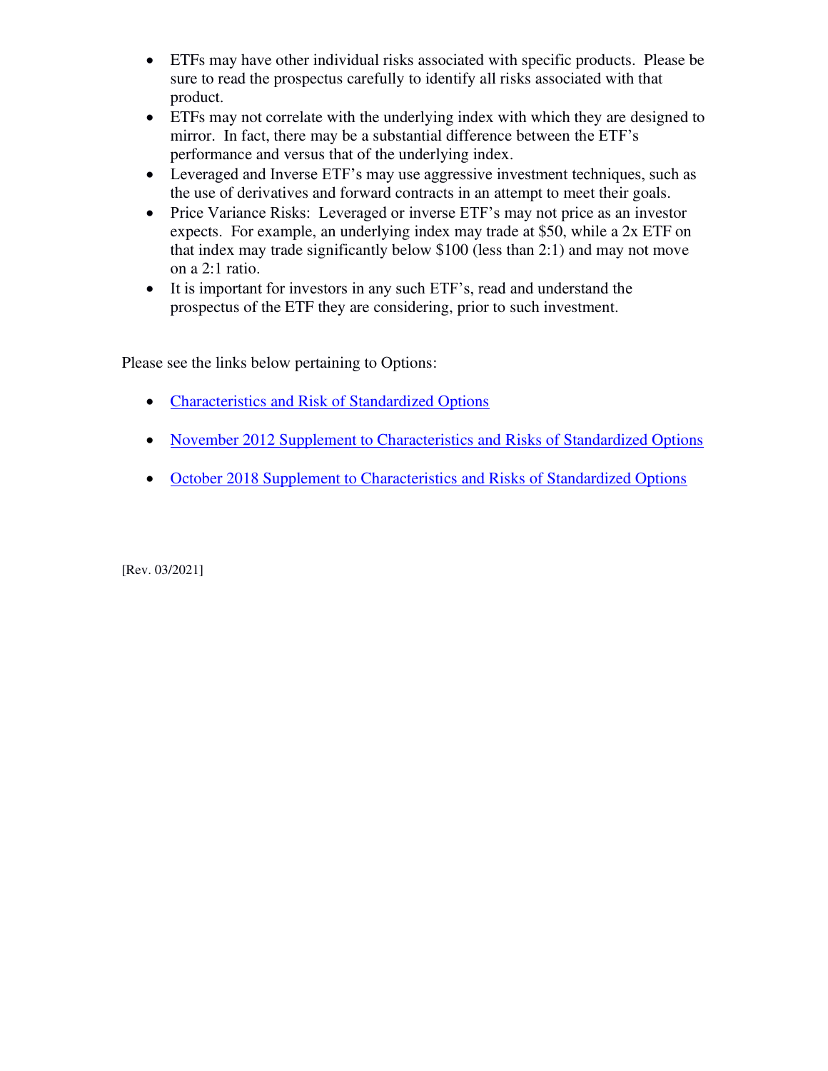- ETFs may have other individual risks associated with specific products. Please be sure to read the prospectus carefully to identify all risks associated with that product.
- ETFs may not correlate with the underlying index with which they are designed to mirror. In fact, there may be a substantial difference between the ETF's performance and versus that of the underlying index.
- Leveraged and Inverse ETF's may use aggressive investment techniques, such as the use of derivatives and forward contracts in an attempt to meet their goals.
- Price Variance Risks: Leveraged or inverse ETF's may not price as an investor expects. For example, an underlying index may trade at $50, while a 2x ETF on that index may trade significantly below $100 (less than 2:1) and may not move on a 2:1 ratio.
- It is important for investors in any such ETF's, read and understand the prospectus of the ETF they are considering, prior to such investment.

Please see the links below pertaining to Options:

- Characteristics and Risk of Standardized Options
- November 2012 Supplement to Characteristics and Risks of Standardized Options
- October 2018 Supplement to Characteristics and Risks of Standardized Options

[Rev. 03/2021]